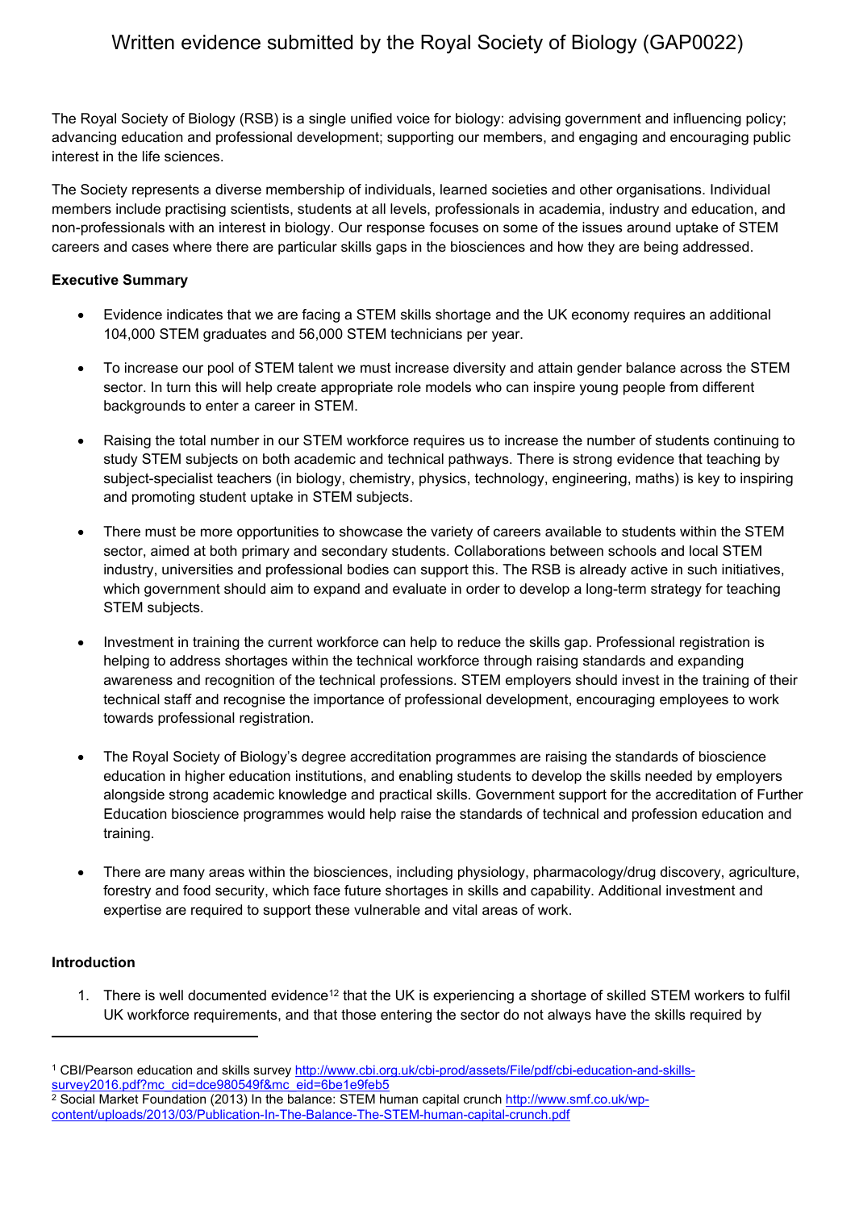# Written evidence submitted by the Royal Society of Biology (GAP0022)

The Royal Society of Biology (RSB) is a single unified voice for biology: advising government and influencing policy; advancing education and professional development; supporting our members, and engaging and encouraging public interest in the life sciences.

The Society represents a diverse membership of individuals, learned societies and other organisations. Individual members include practising scientists, students at all levels, professionals in academia, industry and education, and non-professionals with an interest in biology. Our response focuses on some of the issues around uptake of STEM careers and cases where there are particular skills gaps in the biosciences and how they are being addressed.

**Executive Summary**

- Evidence indicates that we are facing a STEM skills shortage and the UK economy requires an additional 104,000 STEM graduates and 56,000 STEM technicians per year.
- To increase our pool of STEM talent we must increase diversity and attain gender balance across the STEM sector. In turn this will help create appropriate role models who can inspire young people from different backgrounds to enter a career in STEM.
- Raising the total number in our STEM workforce requires us to increase the number of students continuing to study STEM subjects on both academic and technical pathways. There is strong evidence that teaching by subject-specialist teachers (in biology, chemistry, physics, technology, engineering, maths) is key to inspiring and promoting student uptake in STEM subjects.
- There must be more opportunities to showcase the variety of careers available to students within the STEM sector, aimed at both primary and secondary students. Collaborations between schools and local STEM industry, universities and professional bodies can support this. The RSB is already active in such initiatives, which government should aim to expand and evaluate in order to develop a long-term strategy for teaching STEM subjects.
- Investment in training the current workforce can help to reduce the skills gap. Professional registration is helping to address shortages within the technical workforce through raising standards and expanding awareness and recognition of the technical professions. STEM employers should invest in the training of their technical staff and recognise the importance of professional development, encouraging employees to work towards professional registration.
- The Royal Society of Biology's degree accreditation programmes are raising the standards of bioscience education in higher education institutions, and enabling students to develop the skills needed by employers alongside strong academic knowledge and practical skills. Government support for the accreditation of Further Education bioscience programmes would help raise the standards of technical and profession education and training.
- There are many areas within the biosciences, including physiology, pharmacology/drug discovery, agriculture, forestry and food security, which face future shortages in skills and capability. Additional investment and expertise are required to support these vulnerable and vital areas of work.

**Introduction**

1. There is well documented evidence[1,2] that the UK is experiencing a shortage of skilled STEM workers to fulfil UK workforce requirements, and that those entering the sector do not always have the skills required by

---

[1] CBI/Pearson education and skills survey http://www.cbi.org.uk/cbi-prod/assets/File/pdf/cbi-education-and-skills-survey2016.pdf?mc_cid=dce980549f&mc_eid=6be1e9feb5

[2] Social Market Foundation (2013) In the balance: STEM human capital crunch http://www.smf.co.uk/wp-content/uploads/2013/03/Publication-In-The-Balance-The-STEM-human-capital-crunch.pdf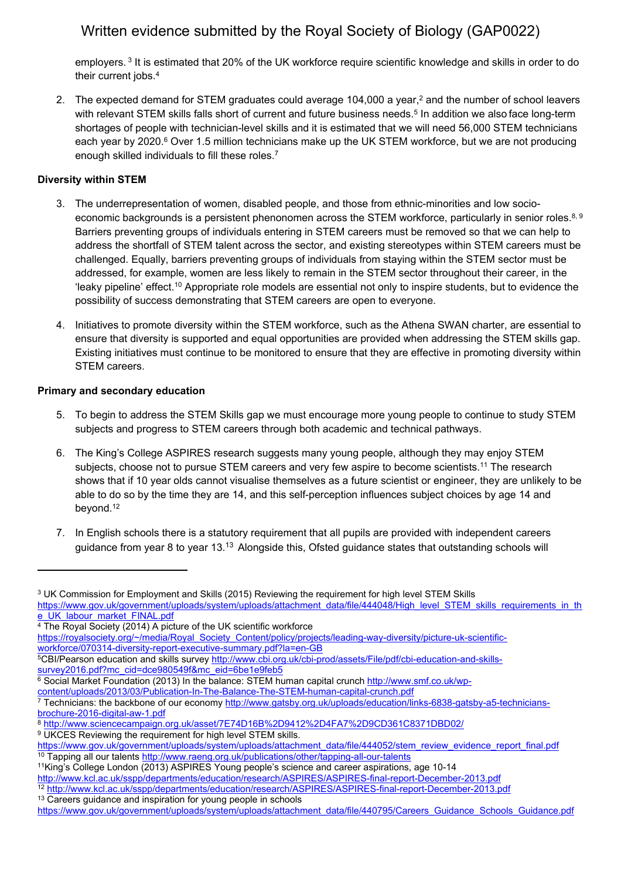employers.[3] It is estimated that 20% of the UK workforce require scientific knowledge and skills in order to do their current jobs.[4]

2. The expected demand for STEM graduates could average 104,000 a year,[2] and the number of school leavers with relevant STEM skills falls short of current and future business needs.[5] In addition we also face long-term shortages of people with technician-level skills and it is estimated that we will need 56,000 STEM technicians each year by 2020.[6] Over 1.5 million technicians make up the UK STEM workforce, but we are not producing enough skilled individuals to fill these roles.[7]

### Diversity within STEM

3. The underrepresentation of women, disabled people, and those from ethnic-minorities and low socio-economic backgrounds is a persistent phenomenon across the STEM workforce, particularly in senior roles.[8, 9] Barriers preventing groups of individuals entering in STEM careers must be removed so that we can help to address the shortfall of STEM talent across the sector, and existing stereotypes within STEM careers must be challenged. Equally, barriers preventing groups of individuals from staying within the STEM sector must be addressed, for example, women are less likely to remain in the STEM sector throughout their career, in the 'leaky pipeline' effect.[10] Appropriate role models are essential not only to inspire students, but to evidence the possibility of success demonstrating that STEM careers are open to everyone.

4. Initiatives to promote diversity within the STEM workforce, such as the Athena SWAN charter, are essential to ensure that diversity is supported and equal opportunities are provided when addressing the STEM skills gap. Existing initiatives must continue to be monitored to ensure that they are effective in promoting diversity within STEM careers.

### Primary and secondary education

5. To begin to address the STEM Skills gap we must encourage more young people to continue to study STEM subjects and progress to STEM careers through both academic and technical pathways.

6. The King's College ASPIRES research suggests many young people, although they may enjoy STEM subjects, choose not to pursue STEM careers and very few aspire to become scientists.[11] The research shows that if 10 year olds cannot visualise themselves as a future scientist or engineer, they are unlikely to be able to do so by the time they are 14, and this self-perception influences subject choices by age 14 and beyond.[12]

7. In English schools there is a statutory requirement that all pupils are provided with independent careers guidance from year 8 to year 13.[13] Alongside this, Ofsted guidance states that outstanding schools will

---

[3] UK Commission for Employment and Skills (2015) Reviewing the requirement for high level STEM Skills https://www.gov.uk/government/uploads/system/uploads/attachment_data/file/444048/High_level_STEM_skills_requirements_in_the_UK_labour_market_FINAL.pdf

[4] The Royal Society (2014) A picture of the UK scientific workforce https://royalsociety.org/~/media/Royal_Society_Content/policy/projects/leading-way-diversity/picture-uk-scientific-workforce/070314-diversity-report-executive-summary.pdf?la=en-GB

[5] CBI/Pearson education and skills survey http://www.cbi.org.uk/cbi-prod/assets/File/pdf/cbi-education-and-skills-survey2016.pdf?mc_cid=dce980549f&mc_eid=6be1e9feb5

[6] Social Market Foundation (2013) In the balance: STEM human capital crunch http://www.smf.co.uk/wp-content/uploads/2013/03/Publication-In-The-Balance-The-STEM-human-capital-crunch.pdf

[7] Technicians: the backbone of our economy http://www.gatsby.org.uk/uploads/education/links-6838-gatsby-a5-technicians-brochure-2016-digital-aw-1.pdf

[8] http://www.sciencecampaign.org.uk/asset/7E74D16B%2D9412%2D4FA7%2D9CD361C8371DBD02/

[9] UKCES Reviewing the requirement for high level STEM skills. https://www.gov.uk/government/uploads/system/uploads/attachment_data/file/444052/stem_review_evidence_report_final.pdf

[10] Tapping all our talents http://www.raeng.org.uk/publications/other/tapping-all-our-talents

[11] King's College London (2013) ASPIRES Young people's science and career aspirations, age 10-14 http://www.kcl.ac.uk/sspp/departments/education/research/ASPIRES/ASPIRES-final-report-December-2013.pdf

[12] http://www.kcl.ac.uk/sspp/departments/education/research/ASPIRES/ASPIRES-final-report-December-2013.pdf

[13] Careers guidance and inspiration for young people in schools https://www.gov.uk/government/uploads/system/uploads/attachment_data/file/440795/Careers_Guidance_Schools_Guidance.pdf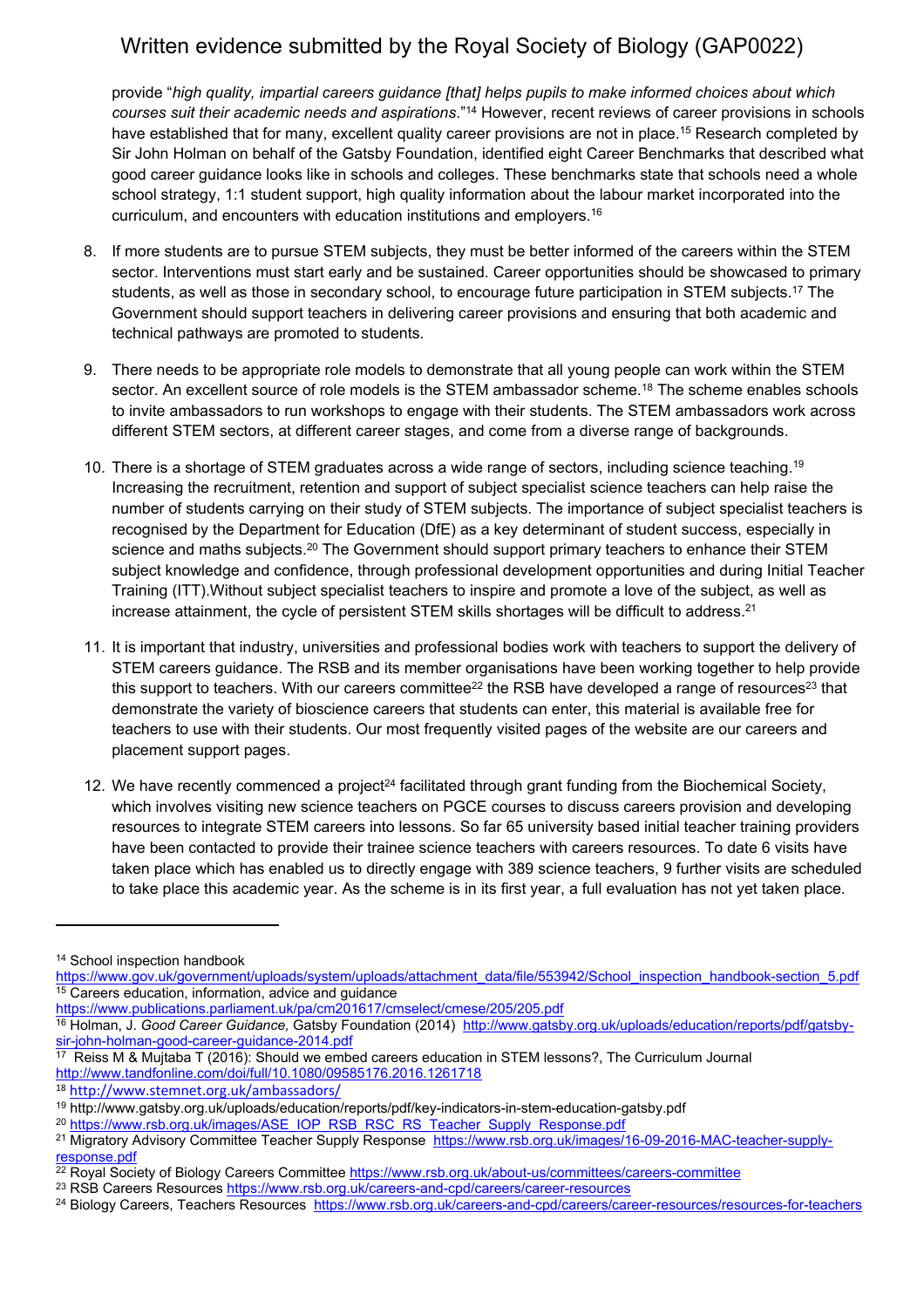provide "*high quality, impartial careers guidance [that] helps pupils to make informed choices about which courses suit their academic needs and aspirations*."[14] However, recent reviews of career provisions in schools have established that for many, excellent quality career provisions are not in place.[15] Research completed by Sir John Holman on behalf of the Gatsby Foundation, identified eight Career Benchmarks that described what good career guidance looks like in schools and colleges. These benchmarks state that schools need a whole school strategy, 1:1 student support, high quality information about the labour market incorporated into the curriculum, and encounters with education institutions and employers.[16]

8. If more students are to pursue STEM subjects, they must be better informed of the careers within the STEM sector. Interventions must start early and be sustained. Career opportunities should be showcased to primary students, as well as those in secondary school, to encourage future participation in STEM subjects.[17] The Government should support teachers in delivering career provisions and ensuring that both academic and technical pathways are promoted to students.

9. There needs to be appropriate role models to demonstrate that all young people can work within the STEM sector. An excellent source of role models is the STEM ambassador scheme.[18] The scheme enables schools to invite ambassadors to run workshops to engage with their students. The STEM ambassadors work across different STEM sectors, at different career stages, and come from a diverse range of backgrounds.

10. There is a shortage of STEM graduates across a wide range of sectors, including science teaching.[19] Increasing the recruitment, retention and support of subject specialist science teachers can help raise the number of students carrying on their study of STEM subjects. The importance of subject specialist teachers is recognised by the Department for Education (DfE) as a key determinant of student success, especially in science and maths subjects.[20] The Government should support primary teachers to enhance their STEM subject knowledge and confidence, through professional development opportunities and during Initial Teacher Training (ITT).Without subject specialist teachers to inspire and promote a love of the subject, as well as increase attainment, the cycle of persistent STEM skills shortages will be difficult to address.[21]

11. It is important that industry, universities and professional bodies work with teachers to support the delivery of STEM careers guidance. The RSB and its member organisations have been working together to help provide this support to teachers. With our careers committee[22] the RSB have developed a range of resources[23] that demonstrate the variety of bioscience careers that students can enter, this material is available free for teachers to use with their students. Our most frequently visited pages of the website are our careers and placement support pages.

12. We have recently commenced a project[24] facilitated through grant funding from the Biochemical Society, which involves visiting new science teachers on PGCE courses to discuss careers provision and developing resources to integrate STEM careers into lessons. So far 65 university based initial teacher training providers have been contacted to provide their trainee science teachers with careers resources. To date 6 visits have taken place which has enabled us to directly engage with 389 science teachers, 9 further visits are scheduled to take place this academic year. As the scheme is in its first year, a full evaluation has not yet taken place.

---

[14] School inspection handbook https://www.gov.uk/government/uploads/system/uploads/attachment_data/file/553942/School_inspection_handbook-section_5.pdf

[15] Careers education, information, advice and guidance https://www.publications.parliament.uk/pa/cm201617/cmselect/cmese/205/205.pdf

[16] Holman, J. *Good Career Guidance,* Gatsby Foundation (2014) http://www.gatsby.org.uk/uploads/education/reports/pdf/gatsby-sir-john-holman-good-career-guidance-2014.pdf

[17] Reiss M & Mujtaba T (2016): Should we embed careers education in STEM lessons?, The Curriculum Journal http://www.tandfonline.com/doi/full/10.1080/09585176.2016.1261718

[18] http://www.stemnet.org.uk/ambassadors/

[19] http://www.gatsby.org.uk/uploads/education/reports/pdf/key-indicators-in-stem-education-gatsby.pdf

[20] https://www.rsb.org.uk/images/ASE_IOP_RSB_RSC_RS_Teacher_Supply_Response.pdf

[21] Migratory Advisory Committee Teacher Supply Response https://www.rsb.org.uk/images/16-09-2016-MAC-teacher-supply-response.pdf

[22] Royal Society of Biology Careers Committee https://www.rsb.org.uk/about-us/committees/careers-committee

[23] RSB Careers Resources https://www.rsb.org.uk/careers-and-cpd/careers/career-resources

[24] Biology Careers, Teachers Resources https://www.rsb.org.uk/careers-and-cpd/careers/career-resources/resources-for-teachers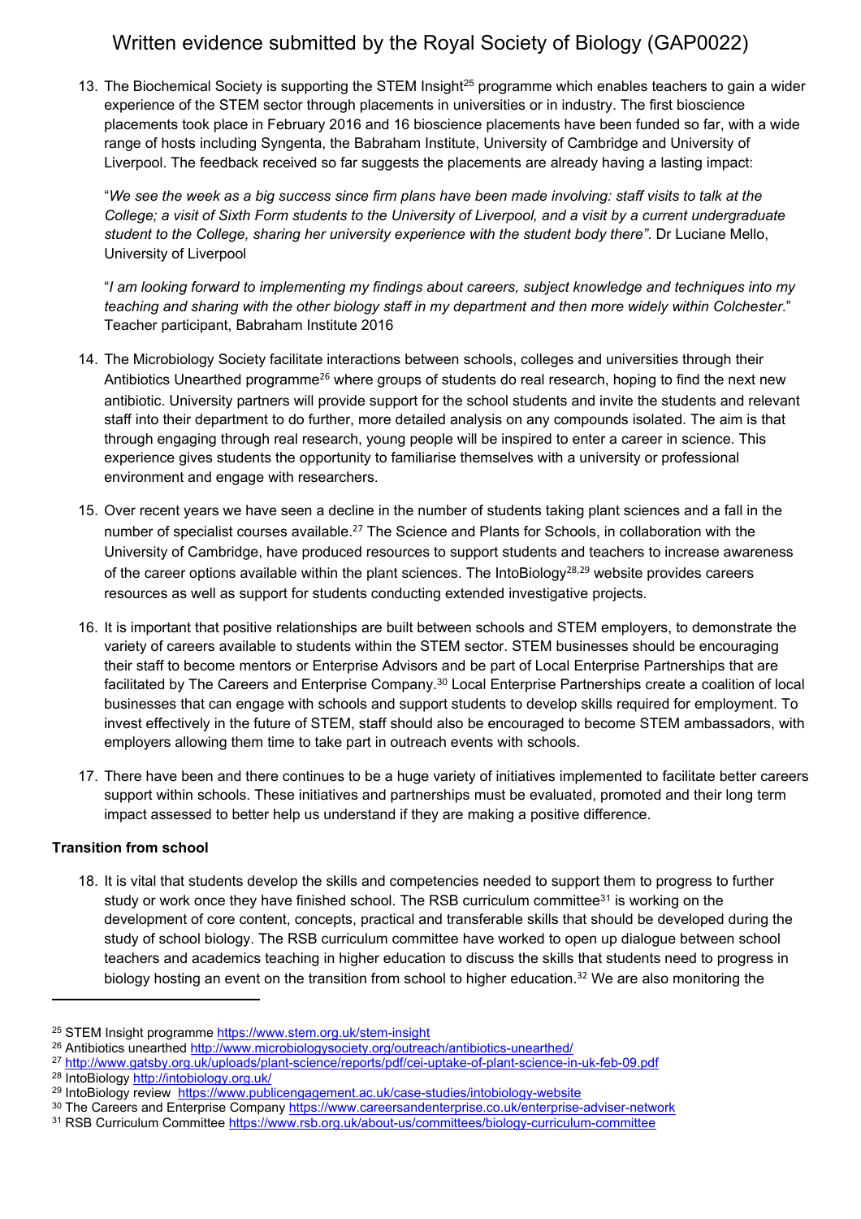13. The Biochemical Society is supporting the STEM Insight[25] programme which enables teachers to gain a wider experience of the STEM sector through placements in universities or in industry. The first bioscience placements took place in February 2016 and 16 bioscience placements have been funded so far, with a wide range of hosts including Syngenta, the Babraham Institute, University of Cambridge and University of Liverpool. The feedback received so far suggests the placements are already having a lasting impact:

   "*We see the week as a big success since firm plans have been made involving: staff visits to talk at the College; a visit of Sixth Form students to the University of Liverpool, and a visit by a current undergraduate student to the College, sharing her university experience with the student body there"*. Dr Luciane Mello, University of Liverpool

   "*I am looking forward to implementing my findings about careers, subject knowledge and techniques into my teaching and sharing with the other biology staff in my department and then more widely within Colchester.*" Teacher participant, Babraham Institute 2016

14. The Microbiology Society facilitate interactions between schools, colleges and universities through their Antibiotics Unearthed programme[26] where groups of students do real research, hoping to find the next new antibiotic. University partners will provide support for the school students and invite the students and relevant staff into their department to do further, more detailed analysis on any compounds isolated. The aim is that through engaging through real research, young people will be inspired to enter a career in science. This experience gives students the opportunity to familiarise themselves with a university or professional environment and engage with researchers.

15. Over recent years we have seen a decline in the number of students taking plant sciences and a fall in the number of specialist courses available.[27] The Science and Plants for Schools, in collaboration with the University of Cambridge, have produced resources to support students and teachers to increase awareness of the career options available within the plant sciences. The IntoBiology[28,29] website provides careers resources as well as support for students conducting extended investigative projects.

16. It is important that positive relationships are built between schools and STEM employers, to demonstrate the variety of careers available to students within the STEM sector. STEM businesses should be encouraging their staff to become mentors or Enterprise Advisors and be part of Local Enterprise Partnerships that are facilitated by The Careers and Enterprise Company.[30] Local Enterprise Partnerships create a coalition of local businesses that can engage with schools and support students to develop skills required for employment. To invest effectively in the future of STEM, staff should also be encouraged to become STEM ambassadors, with employers allowing them time to take part in outreach events with schools.

17. There have been and there continues to be a huge variety of initiatives implemented to facilitate better careers support within schools. These initiatives and partnerships must be evaluated, promoted and their long term impact assessed to better help us understand if they are making a positive difference.

**Transition from school**

18. It is vital that students develop the skills and competencies needed to support them to progress to further study or work once they have finished school. The RSB curriculum committee[31] is working on the development of core content, concepts, practical and transferable skills that should be developed during the study of school biology. The RSB curriculum committee have worked to open up dialogue between school teachers and academics teaching in higher education to discuss the skills that students need to progress in biology hosting an event on the transition from school to higher education.[32] We are also monitoring the

---

[25] STEM Insight programme https://www.stem.org.uk/stem-insight
[26] Antibiotics unearthed http://www.microbiologysociety.org/outreach/antibiotics-unearthed/
[27] http://www.gatsby.org.uk/uploads/plant-science/reports/pdf/cei-uptake-of-plant-science-in-uk-feb-09.pdf
[28] IntoBiology http://intobiology.org.uk/
[29] IntoBiology review https://www.publicengagement.ac.uk/case-studies/intobiology-website
[30] The Careers and Enterprise Company https://www.careersandenterprise.co.uk/enterprise-adviser-network
[31] RSB Curriculum Committee https://www.rsb.org.uk/about-us/committees/biology-curriculum-committee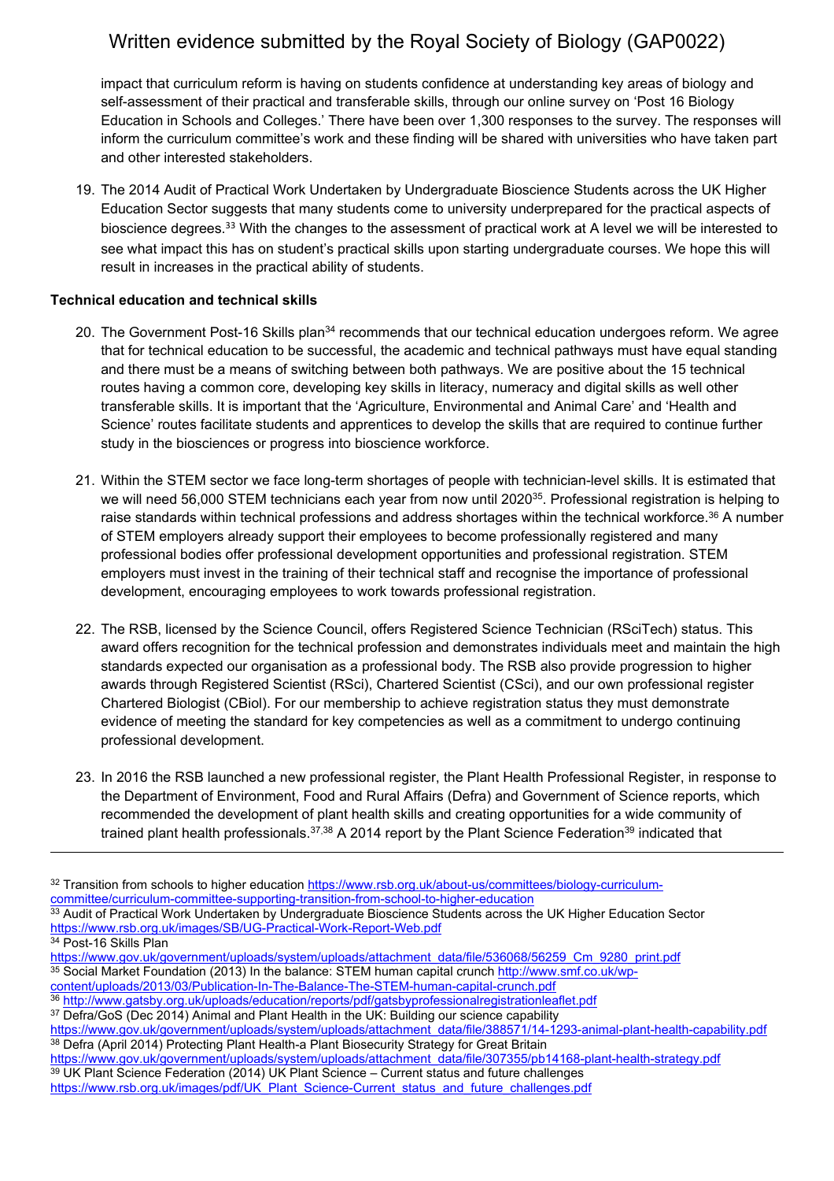impact that curriculum reform is having on students confidence at understanding key areas of biology and self-assessment of their practical and transferable skills, through our online survey on 'Post 16 Biology Education in Schools and Colleges.' There have been over 1,300 responses to the survey. The responses will inform the curriculum committee's work and these finding will be shared with universities who have taken part and other interested stakeholders.

19. The 2014 Audit of Practical Work Undertaken by Undergraduate Bioscience Students across the UK Higher Education Sector suggests that many students come to university underprepared for the practical aspects of bioscience degrees.[33] With the changes to the assessment of practical work at A level we will be interested to see what impact this has on student's practical skills upon starting undergraduate courses. We hope this will result in increases in the practical ability of students.

**Technical education and technical skills**

20. The Government Post-16 Skills plan[34] recommends that our technical education undergoes reform. We agree that for technical education to be successful, the academic and technical pathways must have equal standing and there must be a means of switching between both pathways. We are positive about the 15 technical routes having a common core, developing key skills in literacy, numeracy and digital skills as well other transferable skills. It is important that the 'Agriculture, Environmental and Animal Care' and 'Health and Science' routes facilitate students and apprentices to develop the skills that are required to continue further study in the biosciences or progress into bioscience workforce.

21. Within the STEM sector we face long-term shortages of people with technician-level skills. It is estimated that we will need 56,000 STEM technicians each year from now until 2020[35]. Professional registration is helping to raise standards within technical professions and address shortages within the technical workforce.[36] A number of STEM employers already support their employees to become professionally registered and many professional bodies offer professional development opportunities and professional registration. STEM employers must invest in the training of their technical staff and recognise the importance of professional development, encouraging employees to work towards professional registration.

22. The RSB, licensed by the Science Council, offers Registered Science Technician (RSciTech) status. This award offers recognition for the technical profession and demonstrates individuals meet and maintain the high standards expected our organisation as a professional body. The RSB also provide progression to higher awards through Registered Scientist (RSci), Chartered Scientist (CSci), and our own professional register Chartered Biologist (CBiol). For our membership to achieve registration status they must demonstrate evidence of meeting the standard for key competencies as well as a commitment to undergo continuing professional development.

23. In 2016 the RSB launched a new professional register, the Plant Health Professional Register, in response to the Department of Environment, Food and Rural Affairs (Defra) and Government of Science reports, which recommended the development of plant health skills and creating opportunities for a wide community of trained plant health professionals.[37,38] A 2014 report by the Plant Science Federation[39] indicated that

---

[32] Transition from schools to higher education https://www.rsb.org.uk/about-us/committees/biology-curriculum-committee/curriculum-committee-supporting-transition-from-school-to-higher-education

[33] Audit of Practical Work Undertaken by Undergraduate Bioscience Students across the UK Higher Education Sector https://www.rsb.org.uk/images/SB/UG-Practical-Work-Report-Web.pdf

[34] Post-16 Skills Plan https://www.gov.uk/government/uploads/system/uploads/attachment_data/file/536068/56259_Cm_9280_print.pdf

[35] Social Market Foundation (2013) In the balance: STEM human capital crunch http://www.smf.co.uk/wp-content/uploads/2013/03/Publication-In-The-Balance-The-STEM-human-capital-crunch.pdf

[36] http://www.gatsby.org.uk/uploads/education/reports/pdf/gatsbyprofessionalregistrationleaflet.pdf

[37] Defra/GoS (Dec 2014) Animal and Plant Health in the UK: Building our science capability https://www.gov.uk/government/uploads/system/uploads/attachment_data/file/388571/14-1293-animal-plant-health-capability.pdf

[38] Defra (April 2014) Protecting Plant Health-a Plant Biosecurity Strategy for Great Britain https://www.gov.uk/government/uploads/system/uploads/attachment_data/file/307355/pb14168-plant-health-strategy.pdf

[39] UK Plant Science Federation (2014) UK Plant Science – Current status and future challenges https://www.rsb.org.uk/images/pdf/UK_Plant_Science-Current_status_and_future_challenges.pdf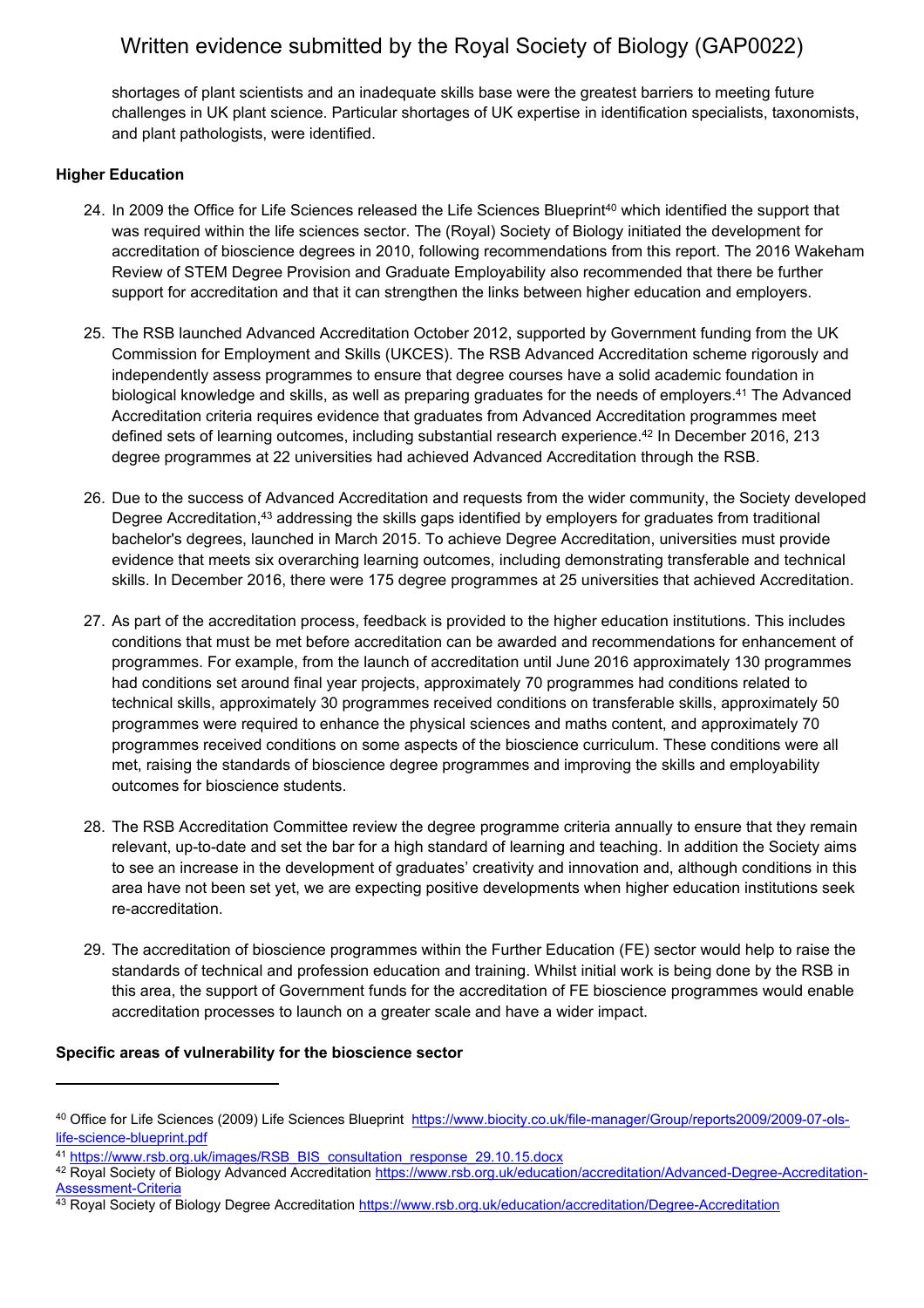shortages of plant scientists and an inadequate skills base were the greatest barriers to meeting future challenges in UK plant science. Particular shortages of UK expertise in identification specialists, taxonomists, and plant pathologists, were identified.

**Higher Education**

24. In 2009 the Office for Life Sciences released the Life Sciences Blueprint[40] which identified the support that was required within the life sciences sector. The (Royal) Society of Biology initiated the development for accreditation of bioscience degrees in 2010, following recommendations from this report. The 2016 Wakeham Review of STEM Degree Provision and Graduate Employability also recommended that there be further support for accreditation and that it can strengthen the links between higher education and employers.

25. The RSB launched Advanced Accreditation October 2012, supported by Government funding from the UK Commission for Employment and Skills (UKCES). The RSB Advanced Accreditation scheme rigorously and independently assess programmes to ensure that degree courses have a solid academic foundation in biological knowledge and skills, as well as preparing graduates for the needs of employers.[41] The Advanced Accreditation criteria requires evidence that graduates from Advanced Accreditation programmes meet defined sets of learning outcomes, including substantial research experience.[42] In December 2016, 213 degree programmes at 22 universities had achieved Advanced Accreditation through the RSB.

26. Due to the success of Advanced Accreditation and requests from the wider community, the Society developed Degree Accreditation,[43] addressing the skills gaps identified by employers for graduates from traditional bachelor's degrees, launched in March 2015. To achieve Degree Accreditation, universities must provide evidence that meets six overarching learning outcomes, including demonstrating transferable and technical skills. In December 2016, there were 175 degree programmes at 25 universities that achieved Accreditation.

27. As part of the accreditation process, feedback is provided to the higher education institutions. This includes conditions that must be met before accreditation can be awarded and recommendations for enhancement of programmes. For example, from the launch of accreditation until June 2016 approximately 130 programmes had conditions set around final year projects, approximately 70 programmes had conditions related to technical skills, approximately 30 programmes received conditions on transferable skills, approximately 50 programmes were required to enhance the physical sciences and maths content, and approximately 70 programmes received conditions on some aspects of the bioscience curriculum. These conditions were all met, raising the standards of bioscience degree programmes and improving the skills and employability outcomes for bioscience students.

28. The RSB Accreditation Committee review the degree programme criteria annually to ensure that they remain relevant, up-to-date and set the bar for a high standard of learning and teaching. In addition the Society aims to see an increase in the development of graduates' creativity and innovation and, although conditions in this area have not been set yet, we are expecting positive developments when higher education institutions seek re-accreditation.

29. The accreditation of bioscience programmes within the Further Education (FE) sector would help to raise the standards of technical and profession education and training. Whilst initial work is being done by the RSB in this area, the support of Government funds for the accreditation of FE bioscience programmes would enable accreditation processes to launch on a greater scale and have a wider impact.

**Specific areas of vulnerability for the bioscience sector**

---

[40] Office for Life Sciences (2009) Life Sciences Blueprint https://www.biocity.co.uk/file-manager/Group/reports2009/2009-07-ols-life-science-blueprint.pdf

[41] https://www.rsb.org.uk/images/RSB_BIS_consultation_response_29.10.15.docx

[42] Royal Society of Biology Advanced Accreditation https://www.rsb.org.uk/education/accreditation/Advanced-Degree-Accreditation-Assessment-Criteria

[43] Royal Society of Biology Degree Accreditation https://www.rsb.org.uk/education/accreditation/Degree-Accreditation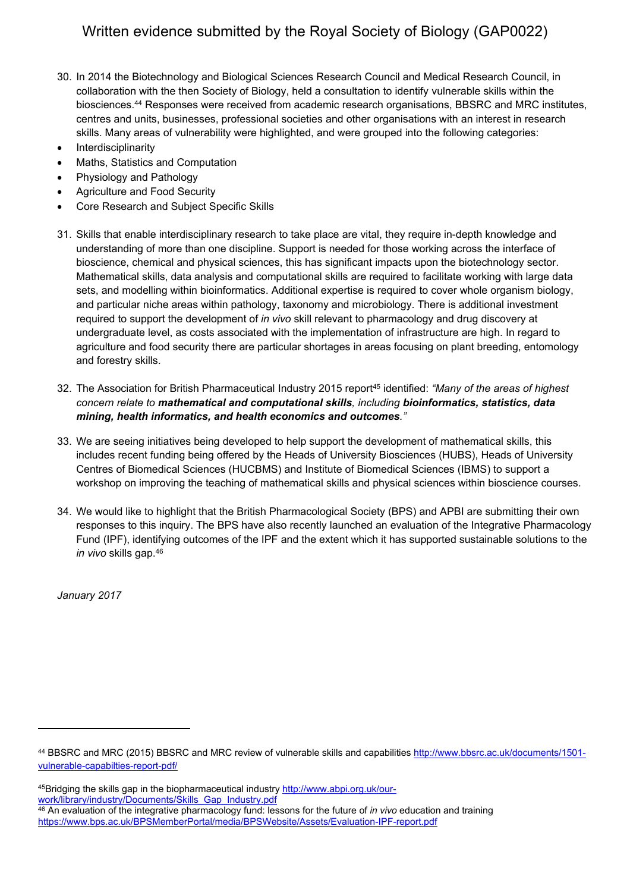30. In 2014 the Biotechnology and Biological Sciences Research Council and Medical Research Council, in collaboration with the then Society of Biology, held a consultation to identify vulnerable skills within the biosciences.[44] Responses were received from academic research organisations, BBSRC and MRC institutes, centres and units, businesses, professional societies and other organisations with an interest in research skills. Many areas of vulnerability were highlighted, and were grouped into the following categories:

- Interdisciplinarity
- Maths, Statistics and Computation
- Physiology and Pathology
- Agriculture and Food Security
- Core Research and Subject Specific Skills

31. Skills that enable interdisciplinary research to take place are vital, they require in-depth knowledge and understanding of more than one discipline. Support is needed for those working across the interface of bioscience, chemical and physical sciences, this has significant impacts upon the biotechnology sector. Mathematical skills, data analysis and computational skills are required to facilitate working with large data sets, and modelling within bioinformatics. Additional expertise is required to cover whole organism biology, and particular niche areas within pathology, taxonomy and microbiology. There is additional investment required to support the development of *in vivo* skill relevant to pharmacology and drug discovery at undergraduate level, as costs associated with the implementation of infrastructure are high. In regard to agriculture and food security there are particular shortages in areas focusing on plant breeding, entomology and forestry skills.

32. The Association for British Pharmaceutical Industry 2015 report[45] identified: *"Many of the areas of highest concern relate to* ***mathematical and computational skills****, including* ***bioinformatics, statistics, data mining, health informatics, and health economics and outcomes****."*

33. We are seeing initiatives being developed to help support the development of mathematical skills, this includes recent funding being offered by the Heads of University Biosciences (HUBS), Heads of University Centres of Biomedical Sciences (HUCBMS) and Institute of Biomedical Sciences (IBMS) to support a workshop on improving the teaching of mathematical skills and physical sciences within bioscience courses.

34. We would like to highlight that the British Pharmacological Society (BPS) and APBI are submitting their own responses to this inquiry. The BPS have also recently launched an evaluation of the Integrative Pharmacology Fund (IPF), identifying outcomes of the IPF and the extent which it has supported sustainable solutions to the *in vivo* skills gap.[46]

*January 2017*

---

[44] BBSRC and MRC (2015) BBSRC and MRC review of vulnerable skills and capabilities http://www.bbsrc.ac.uk/documents/1501-vulnerable-capabilties-report-pdf/

[45] Bridging the skills gap in the biopharmaceutical industry http://www.abpi.org.uk/our-work/library/industry/Documents/Skills_Gap_Industry.pdf

[46] An evaluation of the integrative pharmacology fund: lessons for the future of *in vivo* education and training https://www.bps.ac.uk/BPSMemberPortal/media/BPSWebsite/Assets/Evaluation-IPF-report.pdf